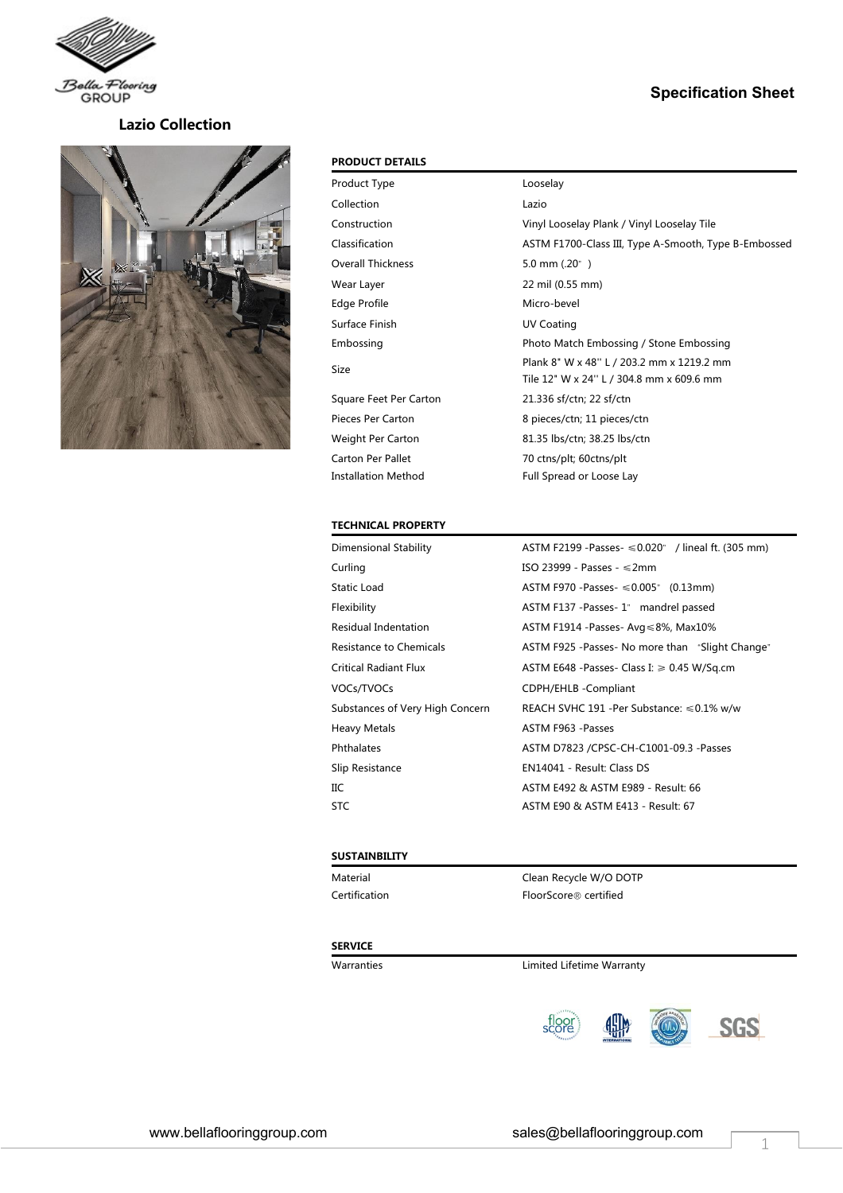Bella Flooring GROUP

## Specification Sheet

# Lazio Collection

| PRODUCT DETAILS | |
|---|---|
| Product Type | Looselay |
| Collection | Lazio |
| Construction | Vinyl Looselay Plank / Vinyl Looselay Tile |
| Classification | ASTM F1700-Class III, Type A-Smooth, Type B-Embossed |
| Overall Thickness | 5.0 mm (.20" ) |
| Wear Layer | 22 mil (0.55 mm) |
| Edge Profile | Micro-bevel |
| Surface Finish | UV Coating |
| Embossing | Photo Match Embossing / Stone Embossing |
| Size | Plank 8" W x 48'' L / 203.2 mm x 1219.2 mm<br>Tile 12" W x 24'' L / 304.8 mm x 609.6 mm |
| Square Feet Per Carton | 21.336 sf/ctn; 22 sf/ctn |
| Pieces Per Carton | 8 pieces/ctn; 11 pieces/ctn |
| Weight Per Carton | 81.35 lbs/ctn; 38.25 lbs/ctn |
| Carton Per Pallet | 70 ctns/plt; 60ctns/plt |
| Installation Method | Full Spread or Loose Lay |

| TECHNICAL PROPERTY | |
|---|---|
| Dimensional Stability | ASTM F2199 -Passes- ≤0.020" / lineal ft. (305 mm) |
| Curling | ISO 23999 - Passes - ≤2mm |
| Static Load | ASTM F970 -Passes- ≤0.005" (0.13mm) |
| Flexibility | ASTM F137 -Passes- 1" mandrel passed |
| Residual Indentation | ASTM F1914 -Passes- Avg≤8%, Max10% |
| Resistance to Chemicals | ASTM F925 -Passes- No more than "Slight Change" |
| Critical Radiant Flux | ASTM E648 -Passes- Class I: ≥ 0.45 W/Sq.cm |
| VOCs/TVOCs | CDPH/EHLB -Compliant |
| Substances of Very High Concern | REACH SVHC 191 -Per Substance: ≤0.1% w/w |
| Heavy Metals | ASTM F963 -Passes |
| Phthalates | ASTM D7823 /CPSC-CH-C1001-09.3 -Passes |
| Slip Resistance | EN14041 - Result: Class DS |
| IIC | ASTM E492 & ASTM E989 - Result: 66 |
| STC | ASTM E90 & ASTM E413 - Result: 67 |

| SUSTAINBILITY | |
|---|---|
| Material | Clean Recycle W/O DOTP |
| Certification | FloorScore® certified |

| SERVICE | |
|---|---|
| Warranties | Limited Lifetime Warranty |

www.bellaflooringgroup.com sales@bellaflooringgroup.com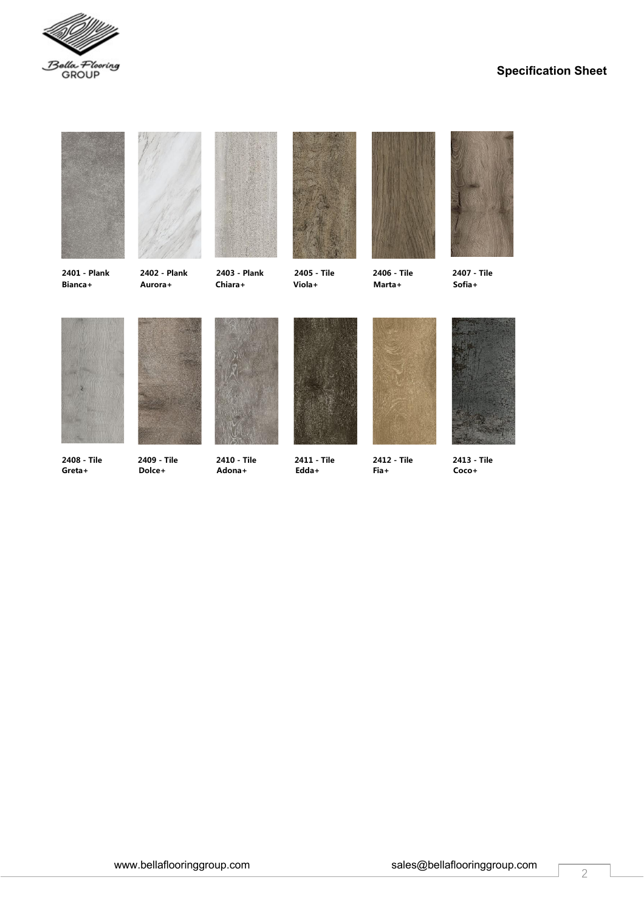**Specification Sheet**

**2401 - Plank**
**Bianca+**

**2402 - Plank**
**Aurora+**

**2403 - Plank**
**Chiara+**

**2405 - Tile**
**Viola+**

**2406 - Tile**
**Marta+**

**2407 - Tile**
**Sofia+**

**2408 - Tile**
**Greta+**

**2409 - Tile**
**Dolce+**

**2410 - Tile**
**Adona+**

**2411 - Tile**
**Edda+**

**2412 - Tile**
**Fia+**

**2413 - Tile**
**Coco+**

www.bellaflooringgroup.com

sales@bellaflooringgroup.com